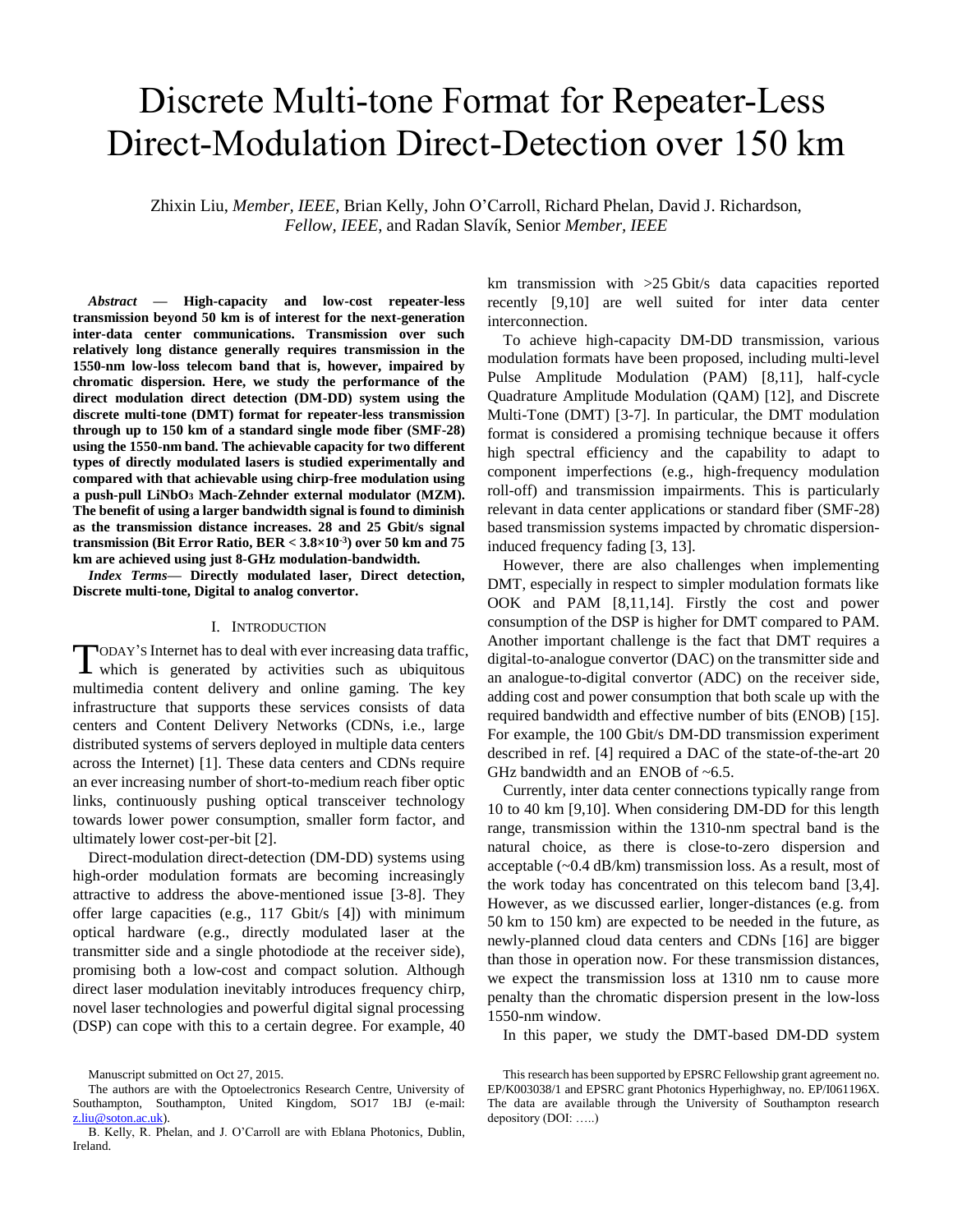# Discrete Multi-tone Format for Repeater-Less Direct-Modulation Direct-Detection over 150 km

Zhixin Liu, *Member, IEEE*, Brian Kelly, John O'Carroll, Richard Phelan, David J. Richardson, *Fellow, IEEE*, and Radan Slavík, Senior *Member, IEEE*

***Abstract*** **— High-capacity and low-cost repeater-less transmission beyond 50 km is of interest for the next-generation inter-data center communications. Transmission over such relatively long distance generally requires transmission in the 1550-nm low-loss telecom band that is, however, impaired by chromatic dispersion. Here, we study the performance of the direct modulation direct detection (DM-DD) system using the discrete multi-tone (DMT) format for repeater-less transmission through up to 150 km of a standard single mode fiber (SMF-28) using the 1550-nm band. The achievable capacity for two different types of directly modulated lasers is studied experimentally and compared with that achievable using chirp-free modulation using a push-pull $LiNbO_3$ Mach-Zehnder external modulator (MZM). The benefit of using a larger bandwidth signal is found to diminish as the transmission distance increases. 28 and 25 Gbit/s signal transmission (Bit Error Ratio, BER < $3.8\times10^{-3}$) over 50 km and 75 km are achieved using just 8-GHz modulation-bandwidth.**

***Index Terms*** **— Directly modulated laser, Direct detection, Discrete multi-tone, Digital to analog convertor.**

## I. Introduction

Today's Internet has to deal with ever increasing data traffic, which is generated by activities such as ubiquitous multimedia content delivery and online gaming. The key infrastructure that supports these services consists of data centers and Content Delivery Networks (CDNs, i.e., large distributed systems of servers deployed in multiple data centers across the Internet) [1]. These data centers and CDNs require an ever increasing number of short-to-medium reach fiber optic links, continuously pushing optical transceiver technology towards lower power consumption, smaller form factor, and ultimately lower cost-per-bit [2].

Direct-modulation direct-detection (DM-DD) systems using high-order modulation formats are becoming increasingly attractive to address the above-mentioned issue [3-8]. They offer large capacities (e.g., 117 Gbit/s [4]) with minimum optical hardware (e.g., directly modulated laser at the transmitter side and a single photodiode at the receiver side), promising both a low-cost and compact solution. Although direct laser modulation inevitably introduces frequency chirp, novel laser technologies and powerful digital signal processing (DSP) can cope with this to a certain degree. For example, 40 km transmission with >25 Gbit/s data capacities reported recently [9,10] are well suited for inter data center interconnection.

To achieve high-capacity DM-DD transmission, various modulation formats have been proposed, including multi-level Pulse Amplitude Modulation (PAM) [8,11], half-cycle Quadrature Amplitude Modulation (QAM) [12], and Discrete Multi-Tone (DMT) [3-7]. In particular, the DMT modulation format is considered a promising technique because it offers high spectral efficiency and the capability to adapt to component imperfections (e.g., high-frequency modulation roll-off) and transmission impairments. This is particularly relevant in data center applications or standard fiber (SMF-28) based transmission systems impacted by chromatic dispersion-induced frequency fading [3, 13].

However, there are also challenges when implementing DMT, especially in respect to simpler modulation formats like OOK and PAM [8,11,14]. Firstly the cost and power consumption of the DSP is higher for DMT compared to PAM. Another important challenge is the fact that DMT requires a digital-to-analogue convertor (DAC) on the transmitter side and an analogue-to-digital convertor (ADC) on the receiver side, adding cost and power consumption that both scale up with the required bandwidth and effective number of bits (ENOB) [15]. For example, the 100 Gbit/s DM-DD transmission experiment described in ref. [4] required a DAC of the state-of-the-art 20 GHz bandwidth and an ENOB of ~6.5.

Currently, inter data center connections typically range from 10 to 40 km [9,10]. When considering DM-DD for this length range, transmission within the 1310-nm spectral band is the natural choice, as there is close-to-zero dispersion and acceptable (~0.4 dB/km) transmission loss. As a result, most of the work today has concentrated on this telecom band [3,4]. However, as we discussed earlier, longer-distances (e.g. from 50 km to 150 km) are expected to be needed in the future, as newly-planned cloud data centers and CDNs [16] are bigger than those in operation now. For these transmission distances, we expect the transmission loss at 1310 nm to cause more penalty than the chromatic dispersion present in the low-loss 1550-nm window.

In this paper, we study the DMT-based DM-DD system

Manuscript submitted on Oct 27, 2015.

The authors are with the Optoelectronics Research Centre, University of Southampton, Southampton, United Kingdom, SO17 1BJ (e-mail: z.liu@soton.ac.uk).

B. Kelly, R. Phelan, and J. O'Carroll are with Eblana Photonics, Dublin, Ireland.

This research has been supported by EPSRC Fellowship grant agreement no. EP/K003038/1 and EPSRC grant Photonics Hyperhighway, no. EP/I061196X. The data are available through the University of Southampton research depository (DOI: …..)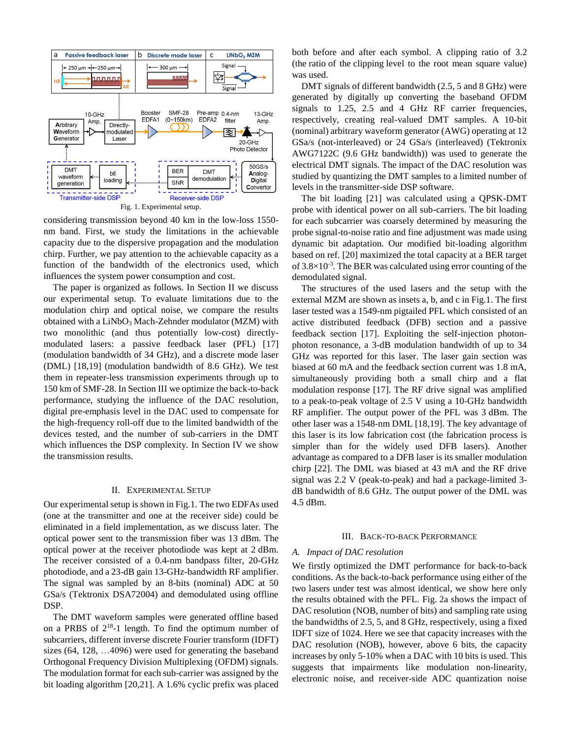Fig. 1. Experimental setup.

considering transmission beyond 40 km in the low-loss 1550-nm band. First, we study the limitations in the achievable capacity due to the dispersive propagation and the modulation chirp. Further, we pay attention to the achievable capacity as a function of the bandwidth of the electronics used, which influences the system power consumption and cost.

The paper is organized as follows. In Section II we discuss our experimental setup. To evaluate limitations due to the modulation chirp and optical noise, we compare the results obtained with a $LiNbO_3$ Mach-Zehnder modulator (MZM) with two monolithic (and thus potentially low-cost) directly-modulated lasers: a passive feedback laser (PFL) [17] (modulation bandwidth of 34 GHz), and a discrete mode laser (DML) [18,19] (modulation bandwidth of 8.6 GHz). We test them in repeater-less transmission experiments through up to 150 km of SMF-28. In Section III we optimize the back-to-back performance, studying the influence of the DAC resolution, digital pre-emphasis level in the DAC used to compensate for the high-frequency roll-off due to the limited bandwidth of the devices tested, and the number of sub-carriers in the DMT which influences the DSP complexity. In Section IV we show the transmission results.

## II. Experimental Setup

Our experimental setup is shown in Fig.1. The two EDFAs used (one at the transmitter and one at the receiver side) could be eliminated in a field implementation, as we discuss later. The optical power sent to the transmission fiber was 13 dBm. The optical power at the receiver photodiode was kept at 2 dBm. The receiver consisted of a 0.4-nm bandpass filter, 20-GHz photodiode, and a 23-dB gain 13-GHz-bandwidth RF amplifier. The signal was sampled by an 8-bits (nominal) ADC at 50 GSa/s (Tektronix DSA72004) and demodulated using offline DSP.

The DMT waveform samples were generated offline based on a PRBS of $2^{18}$-1 length. To find the optimum number of subcarriers, different inverse discrete Fourier transform (IDFT) sizes (64, 128, …4096) were used for generating the baseband Orthogonal Frequency Division Multiplexing (OFDM) signals. The modulation format for each sub-carrier was assigned by the bit loading algorithm [20,21]. A 1.6% cyclic prefix was placed both before and after each symbol. A clipping ratio of 3.2 (the ratio of the clipping level to the root mean square value) was used.

DMT signals of different bandwidth (2.5, 5 and 8 GHz) were generated by digitally up converting the baseband OFDM signals to 1.25, 2.5 and 4 GHz RF carrier frequencies, respectively, creating real-valued DMT samples. A 10-bit (nominal) arbitrary waveform generator (AWG) operating at 12 GSa/s (not-interleaved) or 24 GSa/s (interleaved) (Tektronix AWG7122C (9.6 GHz bandwidth)) was used to generate the electrical DMT signals. The impact of the DAC resolution was studied by quantizing the DMT samples to a limited number of levels in the transmitter-side DSP software.

The bit loading [21] was calculated using a QPSK-DMT probe with identical power on all sub-carriers. The bit loading for each subcarrier was coarsely determined by measuring the probe signal-to-noise ratio and fine adjustment was made using dynamic bit adaptation. Our modified bit-loading algorithm based on ref. [20] maximized the total capacity at a BER target of $3.8\times10^{-3}$. The BER was calculated using error counting of the demodulated signal.

The structures of the used lasers and the setup with the external MZM are shown as insets a, b, and c in Fig.1. The first laser tested was a 1549-nm pigtailed PFL which consisted of an active distributed feedback (DFB) section and a passive feedback section [17]. Exploiting the self-injection photon-photon resonance, a 3-dB modulation bandwidth of up to 34 GHz was reported for this laser. The laser gain section was biased at 60 mA and the feedback section current was 1.8 mA, simultaneously providing both a small chirp and a flat modulation response [17]. The RF drive signal was amplified to a peak-to-peak voltage of 2.5 V using a 10-GHz bandwidth RF amplifier. The output power of the PFL was 3 dBm. The other laser was a 1548-nm DML [18,19]. The key advantage of this laser is its low fabrication cost (the fabrication process is simpler than for the widely used DFB lasers). Another advantage as compared to a DFB laser is its smaller modulation chirp [22]. The DML was biased at 43 mA and the RF drive signal was 2.2 V (peak-to-peak) and had a package-limited 3-dB bandwidth of 8.6 GHz. The output power of the DML was 4.5 dBm.

## III. Back-to-Back Performance

### *A. Impact of DAC resolution*

We firstly optimized the DMT performance for back-to-back conditions. As the back-to-back performance using either of the two lasers under test was almost identical, we show here only the results obtained with the PFL. Fig. 2a shows the impact of DAC resolution (NOB, number of bits) and sampling rate using the bandwidths of 2.5, 5, and 8 GHz, respectively, using a fixed IDFT size of 1024. Here we see that capacity increases with the DAC resolution (NOB), however, above 6 bits, the capacity increases by only 5-10% when a DAC with 10 bits is used. This suggests that impairments like modulation non-linearity, electronic noise, and receiver-side ADC quantization noise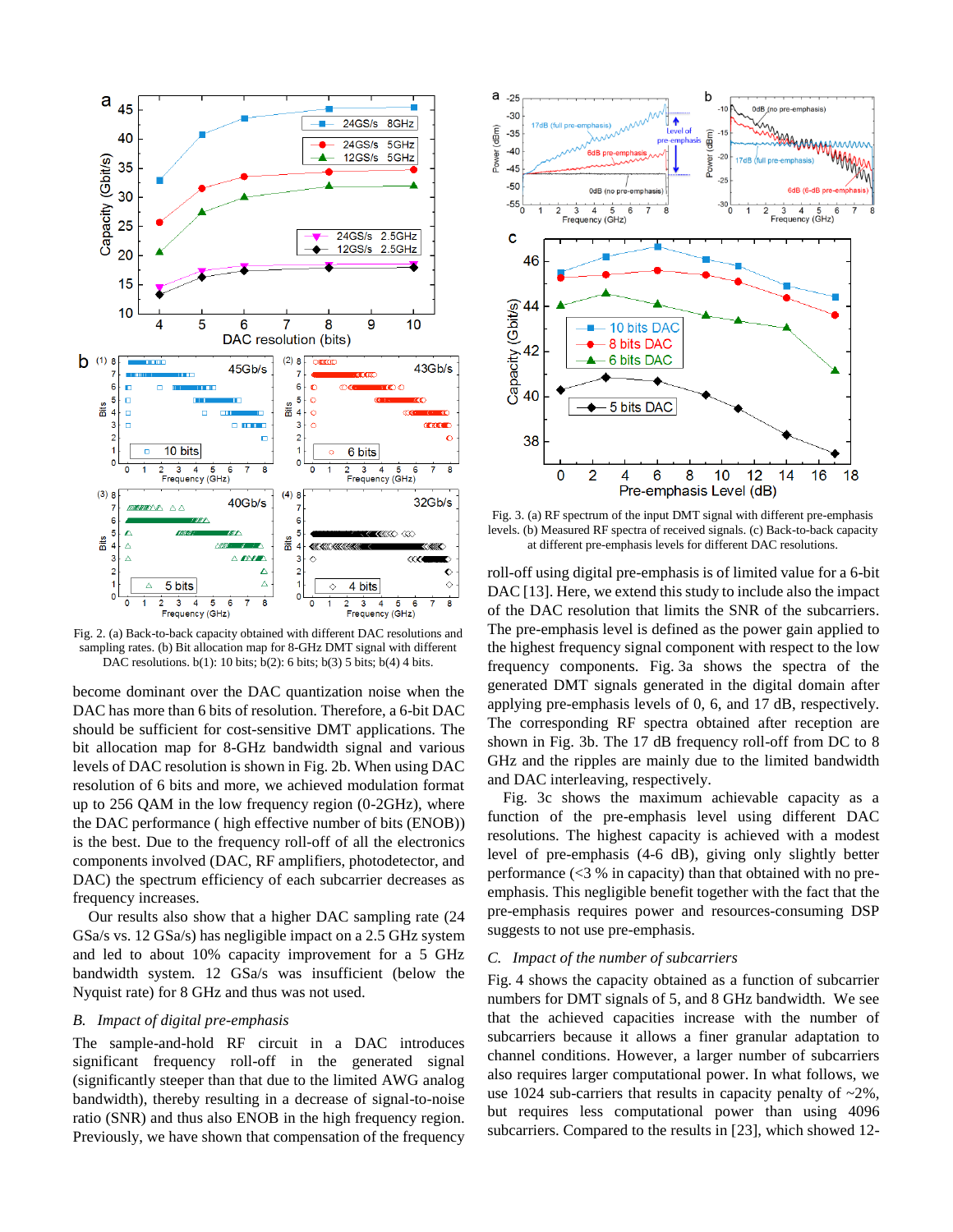Fig. 2. (a) Back-to-back capacity obtained with different DAC resolutions and sampling rates. (b) Bit allocation map for 8-GHz DMT signal with different DAC resolutions. b(1): 10 bits; b(2): 6 bits; b(3) 5 bits; b(4) 4 bits.

become dominant over the DAC quantization noise when the DAC has more than 6 bits of resolution. Therefore, a 6-bit DAC should be sufficient for cost-sensitive DMT applications. The bit allocation map for 8-GHz bandwidth signal and various levels of DAC resolution is shown in Fig. 2b. When using DAC resolution of 6 bits and more, we achieved modulation format up to 256 QAM in the low frequency region (0-2GHz), where the DAC performance ( high effective number of bits (ENOB)) is the best. Due to the frequency roll-off of all the electronics components involved (DAC, RF amplifiers, photodetector, and DAC) the spectrum efficiency of each subcarrier decreases as frequency increases.

Our results also show that a higher DAC sampling rate (24 GSa/s vs. 12 GSa/s) has negligible impact on a 2.5 GHz system and led to about 10% capacity improvement for a 5 GHz bandwidth system. 12 GSa/s was insufficient (below the Nyquist rate) for 8 GHz and thus was not used.

### *B. Impact of digital pre-emphasis*

The sample-and-hold RF circuit in a DAC introduces significant frequency roll-off in the generated signal (significantly steeper than that due to the limited AWG analog bandwidth), thereby resulting in a decrease of signal-to-noise ratio (SNR) and thus also ENOB in the high frequency region. Previously, we have shown that compensation of the frequency roll-off using digital pre-emphasis is of limited value for a 6-bit DAC [13]. Here, we extend this study to include also the impact of the DAC resolution that limits the SNR of the subcarriers. The pre-emphasis level is defined as the power gain applied to the highest frequency signal component with respect to the low frequency components. Fig. 3a shows the spectra of the generated DMT signals generated in the digital domain after applying pre-emphasis levels of 0, 6, and 17 dB, respectively. The corresponding RF spectra obtained after reception are shown in Fig. 3b. The 17 dB frequency roll-off from DC to 8 GHz and the ripples are mainly due to the limited bandwidth and DAC interleaving, respectively.

Fig. 3. (a) RF spectrum of the input DMT signal with different pre-emphasis levels. (b) Measured RF spectra of received signals. (c) Back-to-back capacity at different pre-emphasis levels for different DAC resolutions.

Fig. 3c shows the maximum achievable capacity as a function of the pre-emphasis level using different DAC resolutions. The highest capacity is achieved with a modest level of pre-emphasis (4-6 dB), giving only slightly better performance (<3 % in capacity) than that obtained with no pre-emphasis. This negligible benefit together with the fact that the pre-emphasis requires power and resources-consuming DSP suggests to not use pre-emphasis.

### *C. Impact of the number of subcarriers*

Fig. 4 shows the capacity obtained as a function of subcarrier numbers for DMT signals of 5, and 8 GHz bandwidth. We see that the achieved capacities increase with the number of subcarriers because it allows a finer granular adaptation to channel conditions. However, a larger number of subcarriers also requires larger computational power. In what follows, we use 1024 sub-carriers that results in capacity penalty of ~2%, but requires less computational power than using 4096 subcarriers. Compared to the results in [23], which showed 12-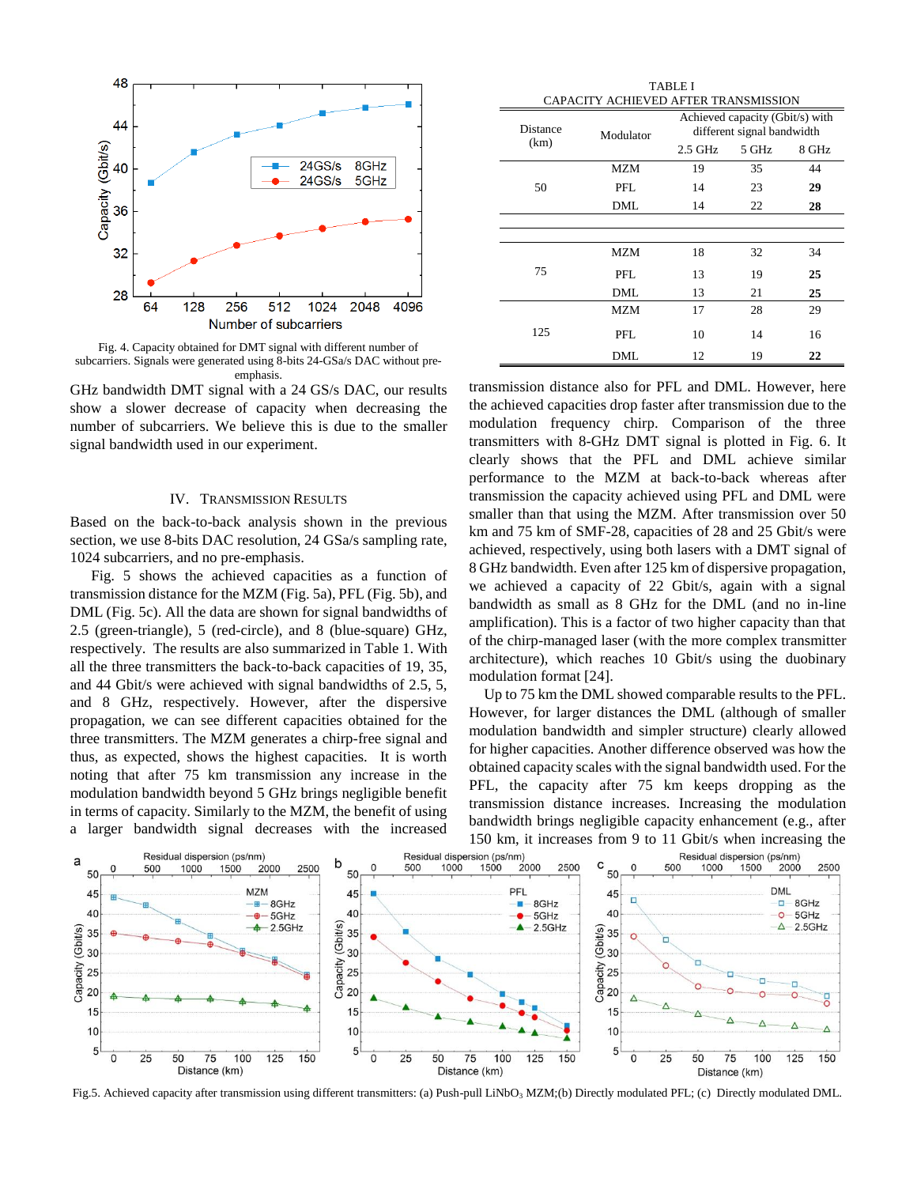Fig. 4. Capacity obtained for DMT signal with different number of subcarriers. Signals were generated using 8-bits 24-GSa/s DAC without pre-emphasis.

GHz bandwidth DMT signal with a 24 GS/s DAC, our results show a slower decrease of capacity when decreasing the number of subcarriers. We believe this is due to the smaller signal bandwidth used in our experiment.

## IV. Transmission Results

Based on the back-to-back analysis shown in the previous section, we use 8-bits DAC resolution, 24 GSa/s sampling rate, 1024 subcarriers, and no pre-emphasis.

Fig. 5 shows the achieved capacities as a function of transmission distance for the MZM (Fig. 5a), PFL (Fig. 5b), and DML (Fig. 5c). All the data are shown for signal bandwidths of 2.5 (green-triangle), 5 (red-circle), and 8 (blue-square) GHz, respectively. The results are also summarized in Table 1. With all the three transmitters the back-to-back capacities of 19, 35, and 44 Gbit/s were achieved with signal bandwidths of 2.5, 5, and 8 GHz, respectively. However, after the dispersive propagation, we can see different capacities obtained for the three transmitters. The MZM generates a chirp-free signal and thus, as expected, shows the highest capacities. It is worth noting that after 75 km transmission any increase in the modulation bandwidth beyond 5 GHz brings negligible benefit in terms of capacity. Similarly to the MZM, the benefit of using a larger bandwidth signal decreases with the increased transmission distance also for PFL and DML. However, here the achieved capacities drop faster after transmission due to the modulation frequency chirp. Comparison of the three transmitters with 8-GHz DMT signal is plotted in Fig. 6. It clearly shows that the PFL and DML achieve similar performance to the MZM at back-to-back whereas after transmission the capacity achieved using PFL and DML were smaller than that using the MZM. After transmission over 50 km and 75 km of SMF-28, capacities of 28 and 25 Gbit/s were achieved, respectively, using both lasers with a DMT signal of 8 GHz bandwidth. Even after 125 km of dispersive propagation, we achieved a capacity of 22 Gbit/s, again with a signal bandwidth as small as 8 GHz for the DML (and no in-line amplification). This is a factor of two higher capacity than that of the chirp-managed laser (with the more complex transmitter architecture), which reaches 10 Gbit/s using the duobinary modulation format [24].

Up to 75 km the DML showed comparable results to the PFL. However, for larger distances the DML (although of smaller modulation bandwidth and simpler structure) clearly allowed for higher capacities. Another difference observed was how the obtained capacity scales with the signal bandwidth used. For the PFL, the capacity after 75 km keeps dropping as the transmission distance increases. Increasing the modulation bandwidth brings negligible capacity enhancement (e.g., after 150 km, it increases from 9 to 11 Gbit/s when increasing the

TABLE I
CAPACITY ACHIEVED AFTER TRANSMISSION

| Distance (km) | Modulator | Achieved capacity (Gbit/s) with different signal bandwidth 2.5 GHz | 5 GHz | 8 GHz |
|---|---|---|---|---|
| 50 | MZM | 19 | 35 | 44 |
| | PFL | 14 | 23 | **29** |
| | DML | 14 | 22 | **28** |
| 75 | MZM | 18 | 32 | 34 |
| | PFL | 13 | 19 | **25** |
| | DML | 13 | 21 | **25** |
| 125 | MZM | 17 | 28 | 29 |
| | PFL | 10 | 14 | 16 |
| | DML | 12 | 19 | **22** |

Fig.5. Achieved capacity after transmission using different transmitters: (a) Push-pull $LiNbO_3$ MZM;(b) Directly modulated PFL; (c) Directly modulated DML.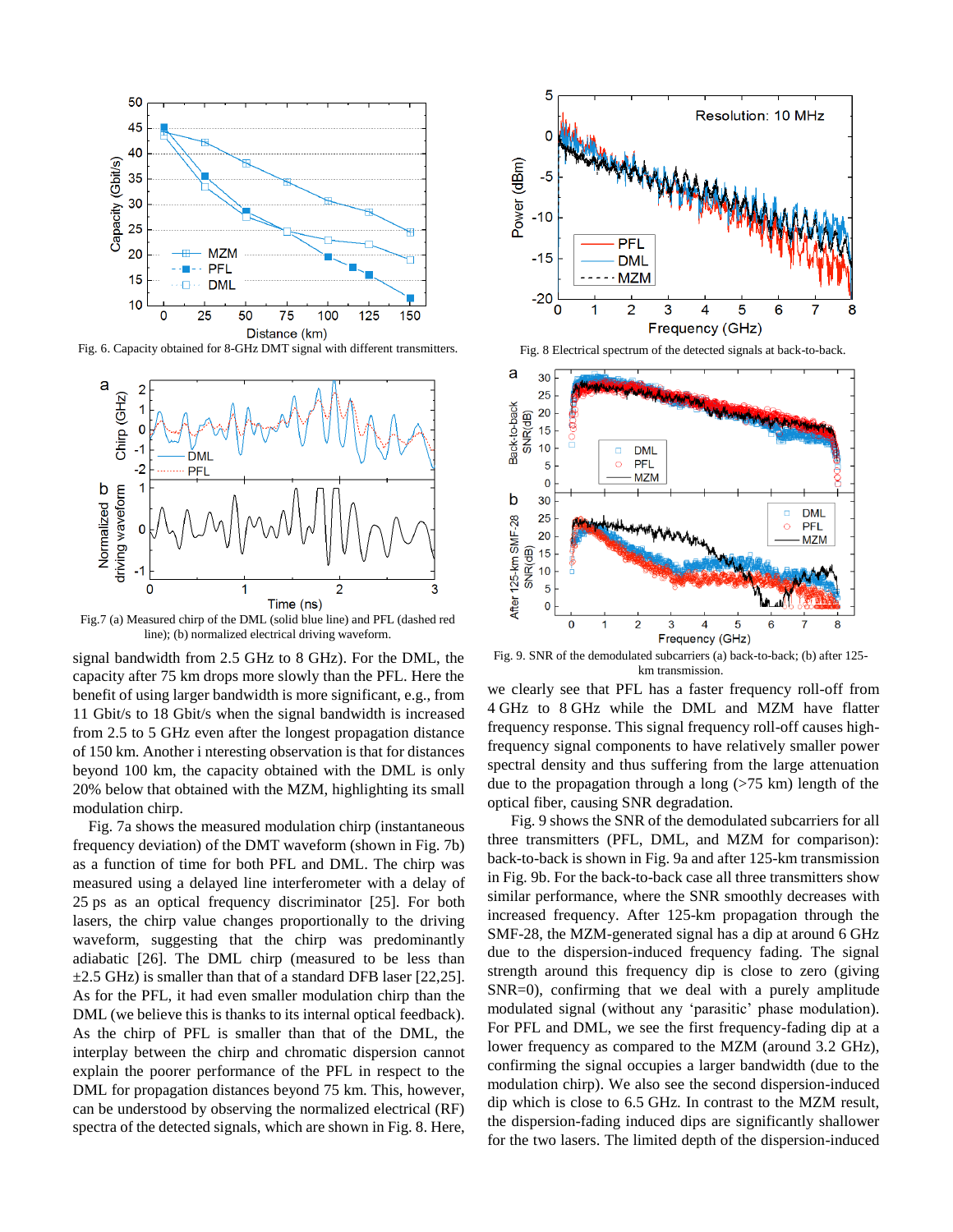Fig. 6. Capacity obtained for 8-GHz DMT signal with different transmitters.

Fig.7 (a) Measured chirp of the DML (solid blue line) and PFL (dashed red line); (b) normalized electrical driving waveform.

signal bandwidth from 2.5 GHz to 8 GHz). For the DML, the capacity after 75 km drops more slowly than the PFL. Here the benefit of using larger bandwidth is more significant, e.g., from 11 Gbit/s to 18 Gbit/s when the signal bandwidth is increased from 2.5 to 5 GHz even after the longest propagation distance of 150 km. Another i nteresting observation is that for distances beyond 100 km, the capacity obtained with the DML is only 20% below that obtained with the MZM, highlighting its small modulation chirp.

Fig. 7a shows the measured modulation chirp (instantaneous frequency deviation) of the DMT waveform (shown in Fig. 7b) as a function of time for both PFL and DML. The chirp was measured using a delayed line interferometer with a delay of 25 ps as an optical frequency discriminator [25]. For both lasers, the chirp value changes proportionally to the driving waveform, suggesting that the chirp was predominantly adiabatic [26]. The DML chirp (measured to be less than ±2.5 GHz) is smaller than that of a standard DFB laser [22,25]. As for the PFL, it had even smaller modulation chirp than the DML (we believe this is thanks to its internal optical feedback). As the chirp of PFL is smaller than that of the DML, the interplay between the chirp and chromatic dispersion cannot explain the poorer performance of the PFL in respect to the DML for propagation distances beyond 75 km. This, however, can be understood by observing the normalized electrical (RF) spectra of the detected signals, which are shown in Fig. 8. Here,

Fig. 8 Electrical spectrum of the detected signals at back-to-back.

Fig. 9. SNR of the demodulated subcarriers (a) back-to-back; (b) after 125-km transmission.

we clearly see that PFL has a faster frequency roll-off from 4 GHz to 8 GHz while the DML and MZM have flatter frequency response. This signal frequency roll-off causes high-frequency signal components to have relatively smaller power spectral density and thus suffering from the large attenuation due to the propagation through a long (>75 km) length of the optical fiber, causing SNR degradation.

Fig. 9 shows the SNR of the demodulated subcarriers for all three transmitters (PFL, DML, and MZM for comparison): back-to-back is shown in Fig. 9a and after 125-km transmission in Fig. 9b. For the back-to-back case all three transmitters show similar performance, where the SNR smoothly decreases with increased frequency. After 125-km propagation through the SMF-28, the MZM-generated signal has a dip at around 6 GHz due to the dispersion-induced frequency fading. The signal strength around this frequency dip is close to zero (giving SNR=0), confirming that we deal with a purely amplitude modulated signal (without any 'parasitic' phase modulation). For PFL and DML, we see the first frequency-fading dip at a lower frequency as compared to the MZM (around 3.2 GHz), confirming the signal occupies a larger bandwidth (due to the modulation chirp). We also see the second dispersion-induced dip which is close to 6.5 GHz. In contrast to the MZM result, the dispersion-fading induced dips are significantly shallower for the two lasers. The limited depth of the dispersion-induced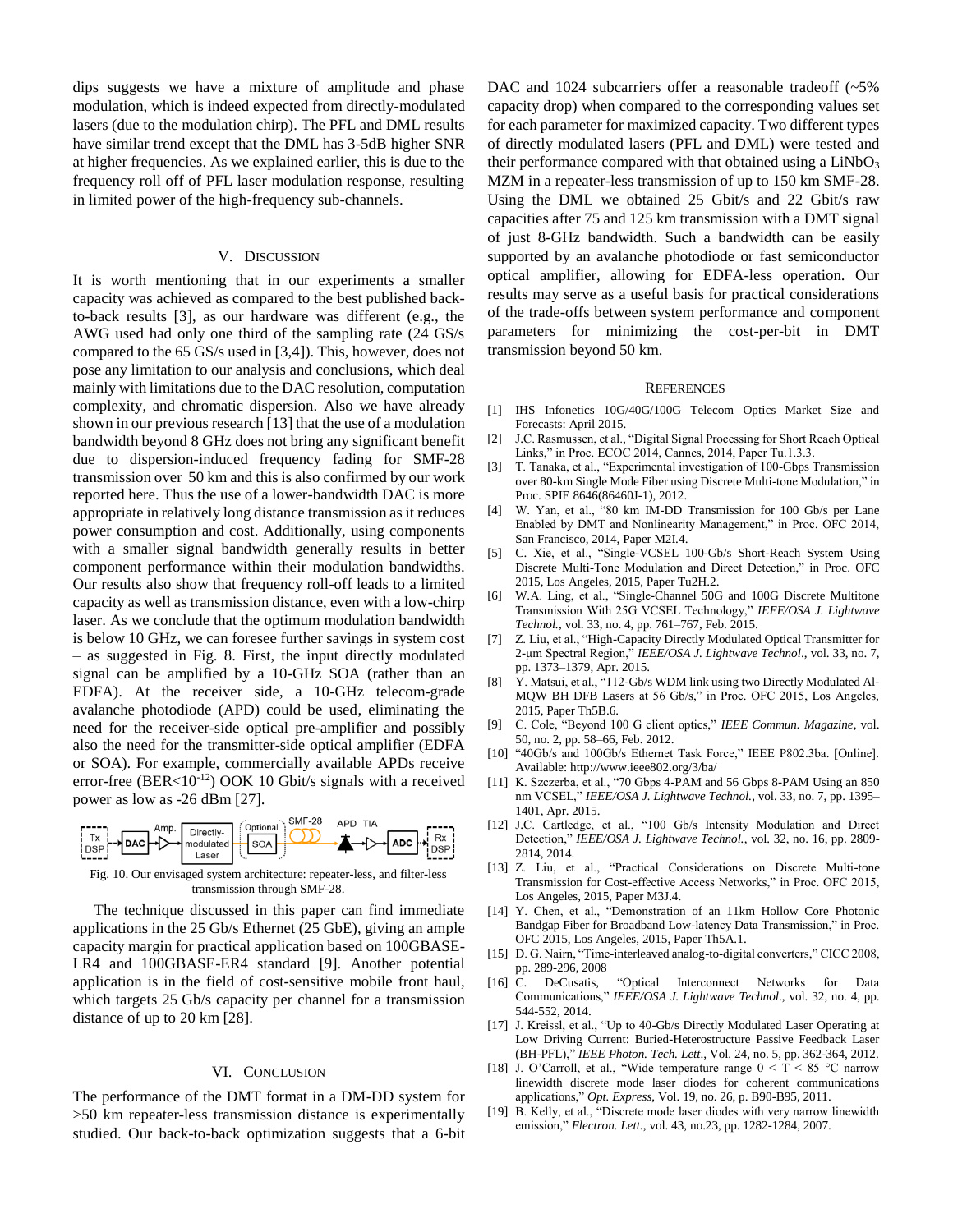dips suggests we have a mixture of amplitude and phase modulation, which is indeed expected from directly-modulated lasers (due to the modulation chirp). The PFL and DML results have similar trend except that the DML has 3-5dB higher SNR at higher frequencies. As we explained earlier, this is due to the frequency roll off of PFL laser modulation response, resulting in limited power of the high-frequency sub-channels.

## V. Discussion

It is worth mentioning that in our experiments a smaller capacity was achieved as compared to the best published back-to-back results [3], as our hardware was different (e.g., the AWG used had only one third of the sampling rate (24 GS/s compared to the 65 GS/s used in [3,4]). This, however, does not pose any limitation to our analysis and conclusions, which deal mainly with limitations due to the DAC resolution, computation complexity, and chromatic dispersion. Also we have already shown in our previous research [13] that the use of a modulation bandwidth beyond 8 GHz does not bring any significant benefit due to dispersion-induced frequency fading for SMF-28 transmission over 50 km and this is also confirmed by our work reported here. Thus the use of a lower-bandwidth DAC is more appropriate in relatively long distance transmission as it reduces power consumption and cost. Additionally, using components with a smaller signal bandwidth generally results in better component performance within their modulation bandwidths. Our results also show that frequency roll-off leads to a limited capacity as well as transmission distance, even with a low-chirp laser. As we conclude that the optimum modulation bandwidth is below 10 GHz, we can foresee further savings in system cost – as suggested in Fig. 8. First, the input directly modulated signal can be amplified by a 10-GHz SOA (rather than an EDFA). At the receiver side, a 10-GHz telecom-grade avalanche photodiode (APD) could be used, eliminating the need for the receiver-side optical pre-amplifier and possibly also the need for the transmitter-side optical amplifier (EDFA or SOA). For example, commercially available APDs receive error-free (BER<$10^{-12}$) OOK 10 Gbit/s signals with a received power as low as -26 dBm [27].

Fig. 10. Our envisaged system architecture: repeater-less, and filter-less transmission through SMF-28.

The technique discussed in this paper can find immediate applications in the 25 Gb/s Ethernet (25 GbE), giving an ample capacity margin for practical application based on 100GBASE-LR4 and 100GBASE-ER4 standard [9]. Another potential application is in the field of cost-sensitive mobile front haul, which targets 25 Gb/s capacity per channel for a transmission distance of up to 20 km [28].

## VI. Conclusion

The performance of the DMT format in a DM-DD system for >50 km repeater-less transmission distance is experimentally studied. Our back-to-back optimization suggests that a 6-bit DAC and 1024 subcarriers offer a reasonable tradeoff (~5% capacity drop) when compared to the corresponding values set for each parameter for maximized capacity. Two different types of directly modulated lasers (PFL and DML) were tested and their performance compared with that obtained using a $LiNbO_3$ MZM in a repeater-less transmission of up to 150 km SMF-28. Using the DML we obtained 25 Gbit/s and 22 Gbit/s raw capacities after 75 and 125 km transmission with a DMT signal of just 8-GHz bandwidth. Such a bandwidth can be easily supported by an avalanche photodiode or fast semiconductor optical amplifier, allowing for EDFA-less operation. Our results may serve as a useful basis for practical considerations of the trade-offs between system performance and component parameters for minimizing the cost-per-bit in DMT transmission beyond 50 km.

## References

[1] IHS Infonetics 10G/40G/100G Telecom Optics Market Size and Forecasts: April 2015.

[2] J.C. Rasmussen, et al., "Digital Signal Processing for Short Reach Optical Links," in Proc. ECOC 2014, Cannes, 2014, Paper Tu.1.3.3.

[3] T. Tanaka, et al., "Experimental investigation of 100-Gbps Transmission over 80-km Single Mode Fiber using Discrete Multi-tone Modulation," in Proc. SPIE 8646(86460J-1), 2012.

[4] W. Yan, et al., "80 km IM-DD Transmission for 100 Gb/s per Lane Enabled by DMT and Nonlinearity Management," in Proc. OFC 2014, San Francisco, 2014, Paper M2I.4.

[5] C. Xie, et al., "Single-VCSEL 100-Gb/s Short-Reach System Using Discrete Multi-Tone Modulation and Direct Detection," in Proc. OFC 2015, Los Angeles, 2015, Paper Tu2H.2.

[6] W.A. Ling, et al., "Single-Channel 50G and 100G Discrete Multitone Transmission With 25G VCSEL Technology," *IEEE/OSA J. Lightwave Technol.*, vol. 33, no. 4, pp. 761–767, Feb. 2015.

[7] Z. Liu, et al., "High-Capacity Directly Modulated Optical Transmitter for 2-μm Spectral Region," *IEEE/OSA J. Lightwave Technol.*, vol. 33, no. 7, pp. 1373–1379, Apr. 2015.

[8] Y. Matsui, et al., "112-Gb/s WDM link using two Directly Modulated Al-MQW BH DFB Lasers at 56 Gb/s," in Proc. OFC 2015, Los Angeles, 2015, Paper Th5B.6.

[9] C. Cole, "Beyond 100 G client optics," *IEEE Commun. Magazine*, vol. 50, no. 2, pp. 58–66, Feb. 2012.

[10] "40Gb/s and 100Gb/s Ethernet Task Force," IEEE P802.3ba. [Online]. Available: http://www.ieee802.org/3/ba/

[11] K. Szczerba, et al., "70 Gbps 4-PAM and 56 Gbps 8-PAM Using an 850 nm VCSEL," *IEEE/OSA J. Lightwave Technol.*, vol. 33, no. 7, pp. 1395–1401, Apr. 2015.

[12] J.C. Cartledge, et al., "100 Gb/s Intensity Modulation and Direct Detection," *IEEE/OSA J. Lightwave Technol.*, vol. 32, no. 16, pp. 2809-2814, 2014.

[13] Z. Liu, et al., "Practical Considerations on Discrete Multi-tone Transmission for Cost-effective Access Networks," in Proc. OFC 2015, Los Angeles, 2015, Paper M3J.4.

[14] Y. Chen, et al., "Demonstration of an 11km Hollow Core Photonic Bandgap Fiber for Broadband Low-latency Data Transmission," in Proc. OFC 2015, Los Angeles, 2015, Paper Th5A.1.

[15] D. G. Nairn, "Time-interleaved analog-to-digital converters," CICC 2008, pp. 289-296, 2008

[16] C. DeCusatis, "Optical Interconnect Networks for Data Communications," *IEEE/OSA J. Lightwave Technol.*, vol. 32, no. 4, pp. 544-552, 2014.

[17] J. Kreissl, et al., "Up to 40-Gb/s Directly Modulated Laser Operating at Low Driving Current: Buried-Heterostructure Passive Feedback Laser (BH-PFL)," *IEEE Photon. Tech. Lett.*, Vol. 24, no. 5, pp. 362-364, 2012.

[18] J. O'Carroll, et al., "Wide temperature range 0 < T < 85 °C narrow linewidth discrete mode laser diodes for coherent communications applications," *Opt. Express*, Vol. 19, no. 26, p. B90-B95, 2011.

[19] B. Kelly, et al., "Discrete mode laser diodes with very narrow linewidth emission," *Electron. Lett.*, vol. 43, no.23, pp. 1282-1284, 2007.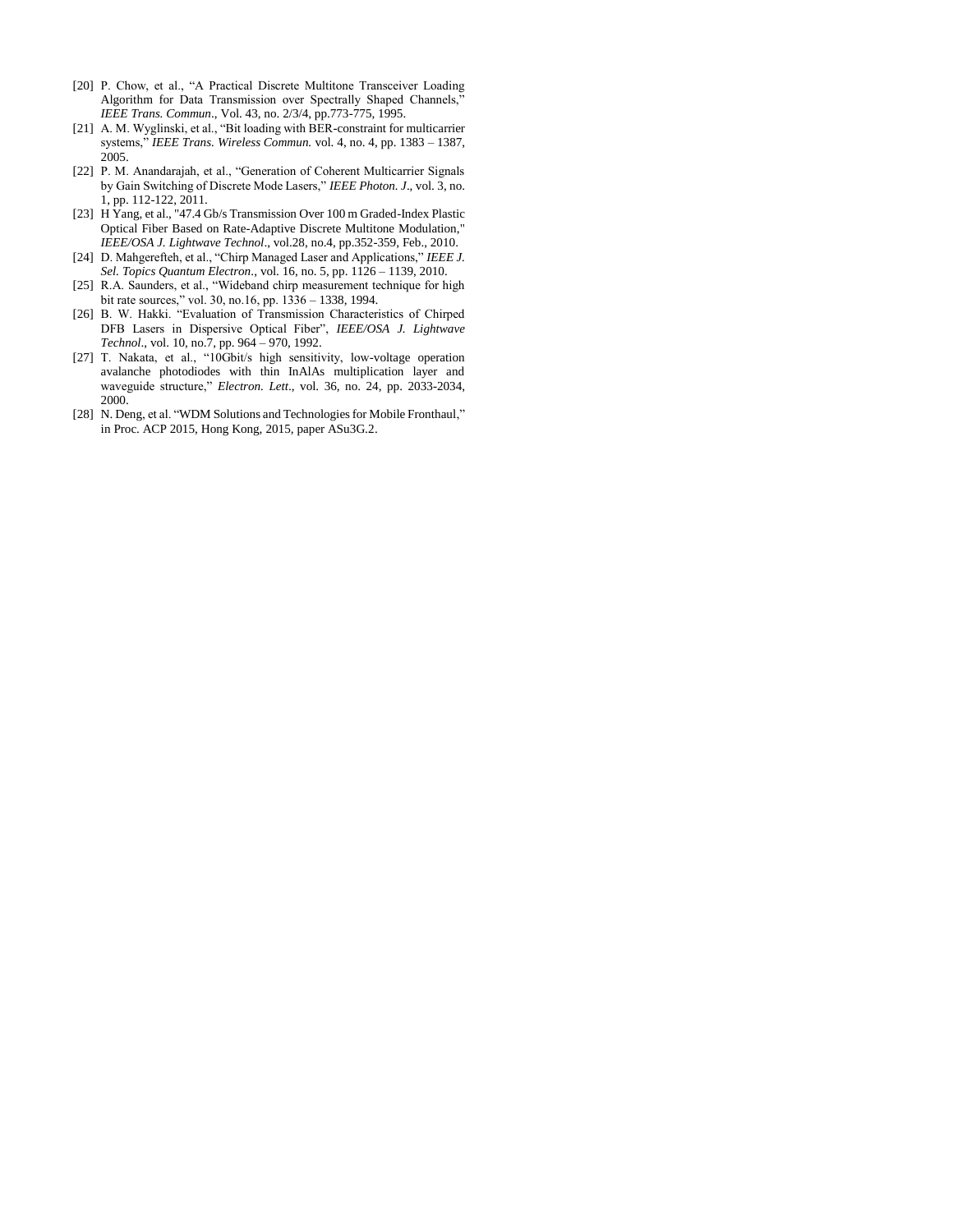[20] P. Chow, et al., "A Practical Discrete Multitone Transceiver Loading Algorithm for Data Transmission over Spectrally Shaped Channels," *IEEE Trans. Commun*., Vol. 43, no. 2/3/4, pp.773-775, 1995.

[21] A. M. Wyglinski, et al., "Bit loading with BER-constraint for multicarrier systems," *IEEE Trans. Wireless Commun.* vol. 4, no. 4, pp. 1383 – 1387, 2005.

[22] P. M. Anandarajah, et al., "Generation of Coherent Multicarrier Signals by Gain Switching of Discrete Mode Lasers," *IEEE Photon. J*., vol. 3, no. 1, pp. 112-122, 2011.

[23] H Yang, et al., "47.4 Gb/s Transmission Over 100 m Graded-Index Plastic Optical Fiber Based on Rate-Adaptive Discrete Multitone Modulation," *IEEE/OSA J. Lightwave Technol*., vol.28, no.4, pp.352-359, Feb., 2010.

[24] D. Mahgerefteh, et al., "Chirp Managed Laser and Applications," *IEEE J. Sel. Topics Quantum Electron*., vol. 16, no. 5, pp. 1126 – 1139, 2010.

[25] R.A. Saunders, et al., "Wideband chirp measurement technique for high bit rate sources," vol. 30, no.16, pp. 1336 – 1338, 1994.

[26] B. W. Hakki. "Evaluation of Transmission Characteristics of Chirped DFB Lasers in Dispersive Optical Fiber", *IEEE/OSA J. Lightwave Technol*., vol. 10, no.7, pp. 964 – 970, 1992.

[27] T. Nakata, et al., "10Gbit/s high sensitivity, low-voltage operation avalanche photodiodes with thin InAlAs multiplication layer and waveguide structure," *Electron. Lett*., vol. 36, no. 24, pp. 2033-2034, 2000.

[28] N. Deng, et al. "WDM Solutions and Technologies for Mobile Fronthaul," in Proc. ACP 2015, Hong Kong, 2015, paper ASu3G.2.